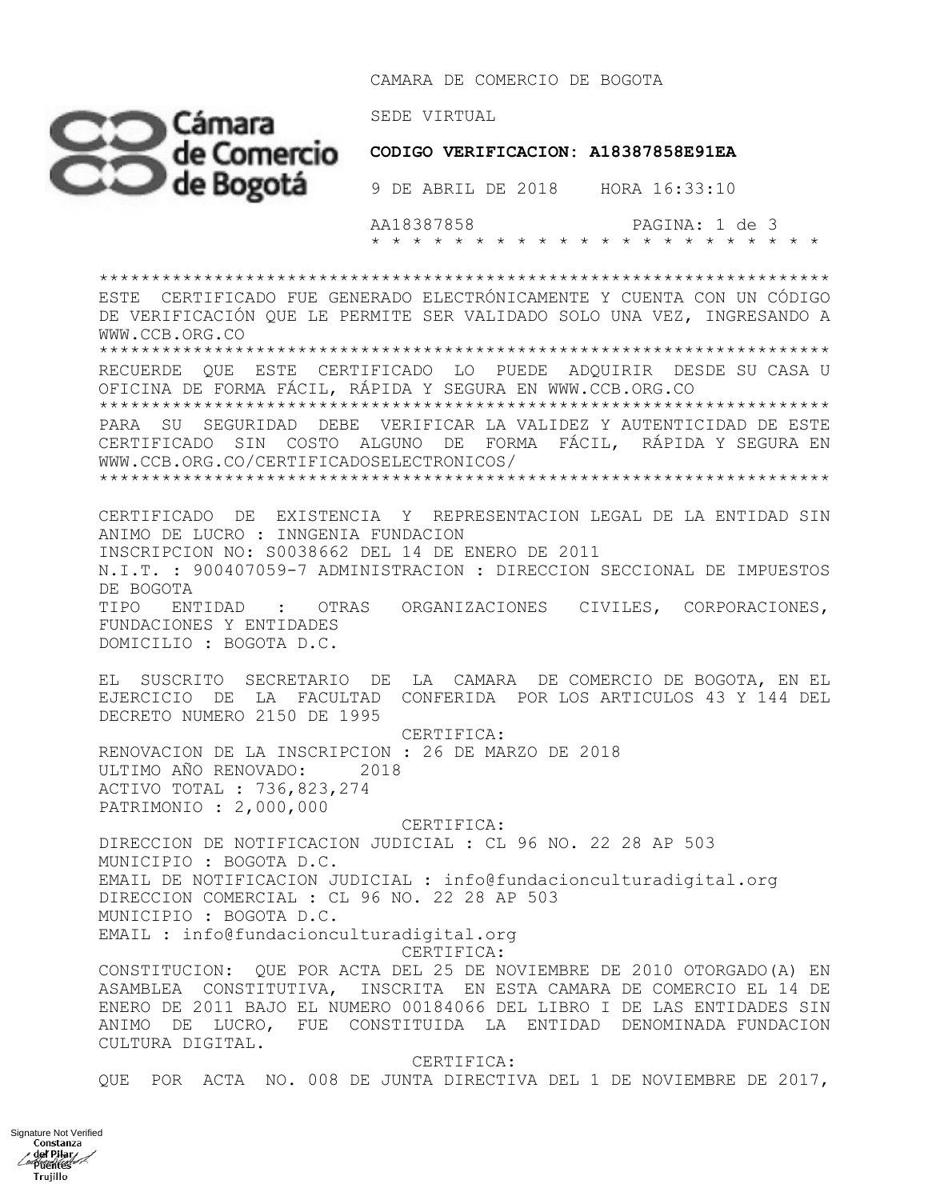CAMARA DE COMERCIO DE BOGOTA

SEDE VIRTUAL

**CODIGO VERIFICACION: A18387858E91EA**

9 DE ABRIL DE 2018 HORA 16:33:10

AA18387858

\* \* \* \* \* \* \* \* \* \* \* \* \* \* \* \* \* \* \* \* \* \* \* \* \*

*******************************************************************

ESTE CERTIFICADO FUE GENERADO ELECTRÓNICAMENTE Y CUENTA CON UN CÓDIGO DE VERIFICACIÓN QUE LE PERMITE SER VALIDADO SOLO UNA VEZ, INGRESANDO A WWW.CCB.ORG.CO

*******************************************************************

RECUERDE QUE ESTE CERTIFICADO LO PUEDE ADQUIRIR DESDE SU CASA U OFICINA DE FORMA FÁCIL, RÁPIDA Y SEGURA EN WWW.CCB.ORG.CO

*******************************************************************

PARA SU SEGURIDAD DEBE VERIFICAR LA VALIDEZ Y AUTENTICIDAD DE ESTE CERTIFICADO SIN COSTO ALGUNO DE FORMA FÁCIL, RÁPIDA Y SEGURA EN WWW.CCB.ORG.CO/CERTIFICADOSELECTRONICOS/

*******************************************************************

CERTIFICADO DE EXISTENCIA Y REPRESENTACION LEGAL DE LA ENTIDAD SIN ANIMO DE LUCRO : INNGENIA FUNDACION
INSCRIPCION NO: S0038662 DEL 14 DE ENERO DE 2011
N.I.T. : 900407059-7 ADMINISTRACION : DIRECCION SECCIONAL DE IMPUESTOS DE BOGOTA
TIPO ENTIDAD : OTRAS ORGANIZACIONES CIVILES, CORPORACIONES, FUNDACIONES Y ENTIDADES
DOMICILIO : BOGOTA D.C.

EL SUSCRITO SECRETARIO DE LA CAMARA DE COMERCIO DE BOGOTA, EN EL EJERCICIO DE LA FACULTAD CONFERIDA POR LOS ARTICULOS 43 Y 144 DEL DECRETO NUMERO 2150 DE 1995

CERTIFICA:

RENOVACION DE LA INSCRIPCION : 26 DE MARZO DE 2018
ULTIMO AÑO RENOVADO: 2018
ACTIVO TOTAL : 736,823,274
PATRIMONIO : 2,000,000

CERTIFICA:

DIRECCION DE NOTIFICACION JUDICIAL : CL 96 NO. 22 28 AP 503
MUNICIPIO : BOGOTA D.C.
EMAIL DE NOTIFICACION JUDICIAL : info@fundacionculturadigital.org
DIRECCION COMERCIAL : CL 96 NO. 22 28 AP 503
MUNICIPIO : BOGOTA D.C.
EMAIL : info@fundacionculturadigital.org

CERTIFICA:

CONSTITUCION: QUE POR ACTA DEL 25 DE NOVIEMBRE DE 2010 OTORGADO(A) EN ASAMBLEA CONSTITUTIVA, INSCRITA EN ESTA CAMARA DE COMERCIO EL 14 DE ENERO DE 2011 BAJO EL NUMERO 00184066 DEL LIBRO I DE LAS ENTIDADES SIN ANIMO DE LUCRO, FUE CONSTITUIDA LA ENTIDAD DENOMINADA FUNDACION CULTURA DIGITAL.

CERTIFICA:

QUE POR ACTA NO. 008 DE JUNTA DIRECTIVA DEL 1 DE NOVIEMBRE DE 2017,

Signature Not Verified
Constanza del Pilar Puentes Trujillo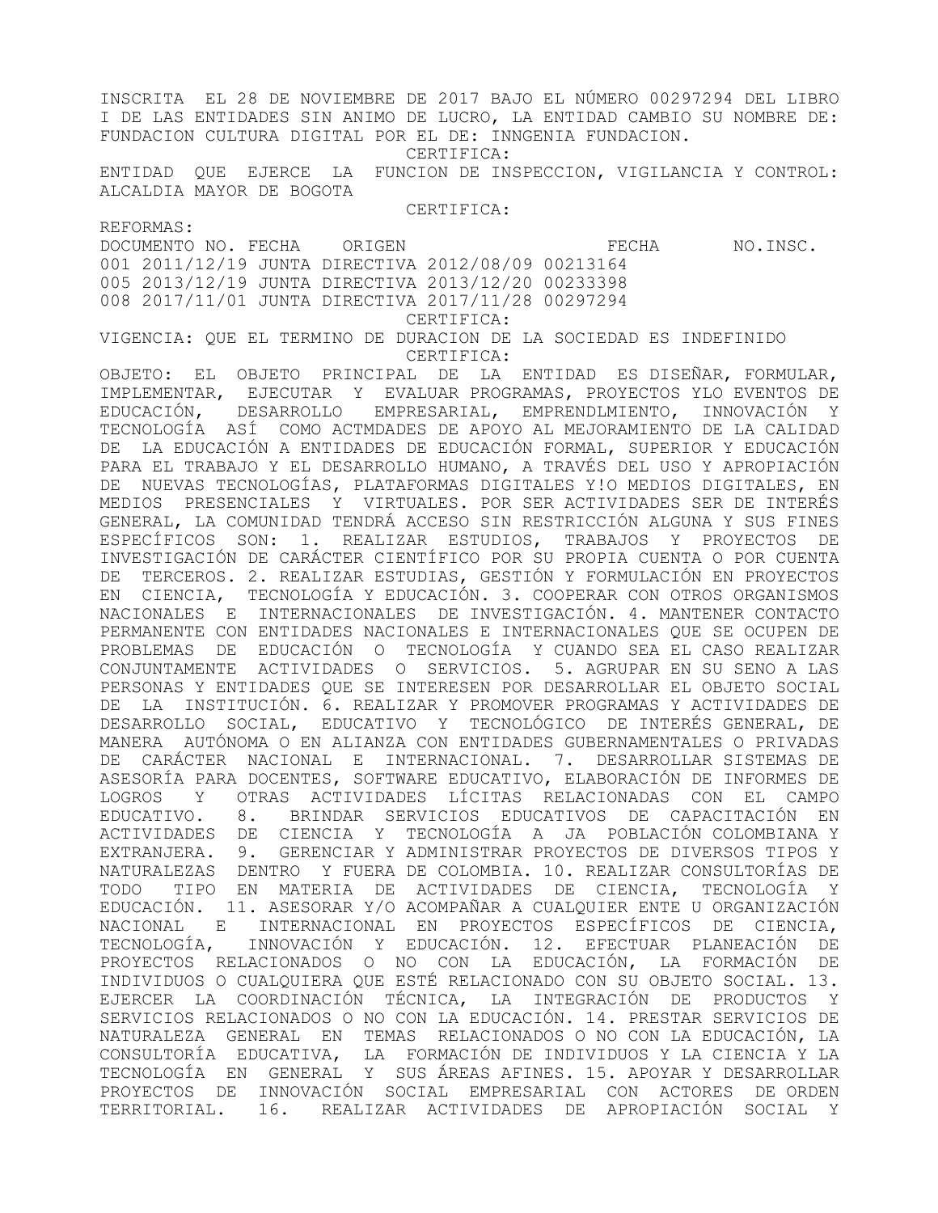INSCRITA EL 28 DE NOVIEMBRE DE 2017 BAJO EL NÚMERO 00297294 DEL LIBRO I DE LAS ENTIDADES SIN ANIMO DE LUCRO, LA ENTIDAD CAMBIO SU NOMBRE DE: FUNDACION CULTURA DIGITAL POR EL DE: INNGENIA FUNDACION.

CERTIFICA:

ENTIDAD QUE EJERCE LA FUNCION DE INSPECCION, VIGILANCIA Y CONTROL: ALCALDIA MAYOR DE BOGOTA

CERTIFICA:

REFORMAS:

| DOCUMENTO NO. | FECHA | ORIGEN | FECHA | NO.INSC. |
|---|---|---|---|---|
| 001 | 2011/12/19 | JUNTA DIRECTIVA | 2012/08/09 | 00213164 |
| 005 | 2013/12/19 | JUNTA DIRECTIVA | 2013/12/20 | 00233398 |
| 008 | 2017/11/01 | JUNTA DIRECTIVA | 2017/11/28 | 00297294 |

CERTIFICA:

VIGENCIA: QUE EL TERMINO DE DURACION DE LA SOCIEDAD ES INDEFINIDO

CERTIFICA:

OBJETO: EL OBJETO PRINCIPAL DE LA ENTIDAD ES DISEÑAR, FORMULAR, IMPLEMENTAR, EJECUTAR Y EVALUAR PROGRAMAS, PROYECTOS YLO EVENTOS DE EDUCACIÓN, DESARROLLO EMPRESARIAL, EMPRENDLMIENTO, INNOVACIÓN Y TECNOLOGÍA ASÍ COMO ACTMDADES DE APOYO AL MEJORAMIENTO DE LA CALIDAD DE LA EDUCACIÓN A ENTIDADES DE EDUCACIÓN FORMAL, SUPERIOR Y EDUCACIÓN PARA EL TRABAJO Y EL DESARROLLO HUMANO, A TRAVÉS DEL USO Y APROPIACIÓN DE NUEVAS TECNOLOGÍAS, PLATAFORMAS DIGITALES Y!O MEDIOS DIGITALES, EN MEDIOS PRESENCIALES Y VIRTUALES. POR SER ACTIVIDADES SER DE INTERÉS GENERAL, LA COMUNIDAD TENDRÁ ACCESO SIN RESTRICCIÓN ALGUNA Y SUS FINES ESPECÍFICOS SON: 1. REALIZAR ESTUDIOS, TRABAJOS Y PROYECTOS DE INVESTIGACIÓN DE CARÁCTER CIENTÍFICO POR SU PROPIA CUENTA O POR CUENTA DE TERCEROS. 2. REALIZAR ESTUDIAS, GESTIÓN Y FORMULACIÓN EN PROYECTOS EN CIENCIA, TECNOLOGÍA Y EDUCACIÓN. 3. COOPERAR CON OTROS ORGANISMOS NACIONALES E INTERNACIONALES DE INVESTIGACIÓN. 4. MANTENER CONTACTO PERMANENTE CON ENTIDADES NACIONALES E INTERNACIONALES QUE SE OCUPEN DE PROBLEMAS DE EDUCACIÓN O TECNOLOGÍA Y CUANDO SEA EL CASO REALIZAR CONJUNTAMENTE ACTIVIDADES O SERVICIOS. 5. AGRUPAR EN SU SENO A LAS PERSONAS Y ENTIDADES QUE SE INTERESEN POR DESARROLLAR EL OBJETO SOCIAL DE LA INSTITUCIÓN. 6. REALIZAR Y PROMOVER PROGRAMAS Y ACTIVIDADES DE DESARROLLO SOCIAL, EDUCATIVO Y TECNOLÓGICO DE INTERÉS GENERAL, DE MANERA AUTÓNOMA O EN ALIANZA CON ENTIDADES GUBERNAMENTALES O PRIVADAS DE CARÁCTER NACIONAL E INTERNACIONAL. 7. DESARROLLAR SISTEMAS DE ASESORÍA PARA DOCENTES, SOFTWARE EDUCATIVO, ELABORACIÓN DE INFORMES DE LOGROS Y OTRAS ACTIVIDADES LÍCITAS RELACIONADAS CON EL CAMPO EDUCATIVO. 8. BRINDAR SERVICIOS EDUCATIVOS DE CAPACITACIÓN EN ACTIVIDADES DE CIENCIA Y TECNOLOGÍA A JA POBLACIÓN COLOMBIANA Y EXTRANJERA. 9. GERENCIAR Y ADMINISTRAR PROYECTOS DE DIVERSOS TIPOS Y NATURALEZAS DENTRO Y FUERA DE COLOMBIA. 10. REALIZAR CONSULTORÍAS DE TODO TIPO EN MATERIA DE ACTIVIDADES DE CIENCIA, TECNOLOGÍA Y EDUCACIÓN. 11. ASESORAR Y/O ACOMPAÑAR A CUALQUIER ENTE U ORGANIZACIÓN NACIONAL E INTERNACIONAL EN PROYECTOS ESPECÍFICOS DE CIENCIA, TECNOLOGÍA, INNOVACIÓN Y EDUCACIÓN. 12. EFECTUAR PLANEACIÓN DE PROYECTOS RELACIONADOS O NO CON LA EDUCACIÓN, LA FORMACIÓN DE INDIVIDUOS O CUALQUIERA QUE ESTÉ RELACIONADO CON SU OBJETO SOCIAL. 13. EJERCER LA COORDINACIÓN TÉCNICA, LA INTEGRACIÓN DE PRODUCTOS Y SERVICIOS RELACIONADOS O NO CON LA EDUCACIÓN. 14. PRESTAR SERVICIOS DE NATURALEZA GENERAL EN TEMAS RELACIONADOS O NO CON LA EDUCACIÓN, LA CONSULTORÍA EDUCATIVA, LA FORMACIÓN DE INDIVIDUOS Y LA CIENCIA Y LA TECNOLOGÍA EN GENERAL Y SUS ÁREAS AFINES. 15. APOYAR Y DESARROLLAR PROYECTOS DE INNOVACIÓN SOCIAL EMPRESARIAL CON ACTORES DE ORDEN TERRITORIAL. 16. REALIZAR ACTIVIDADES DE APROPIACIÓN SOCIAL Y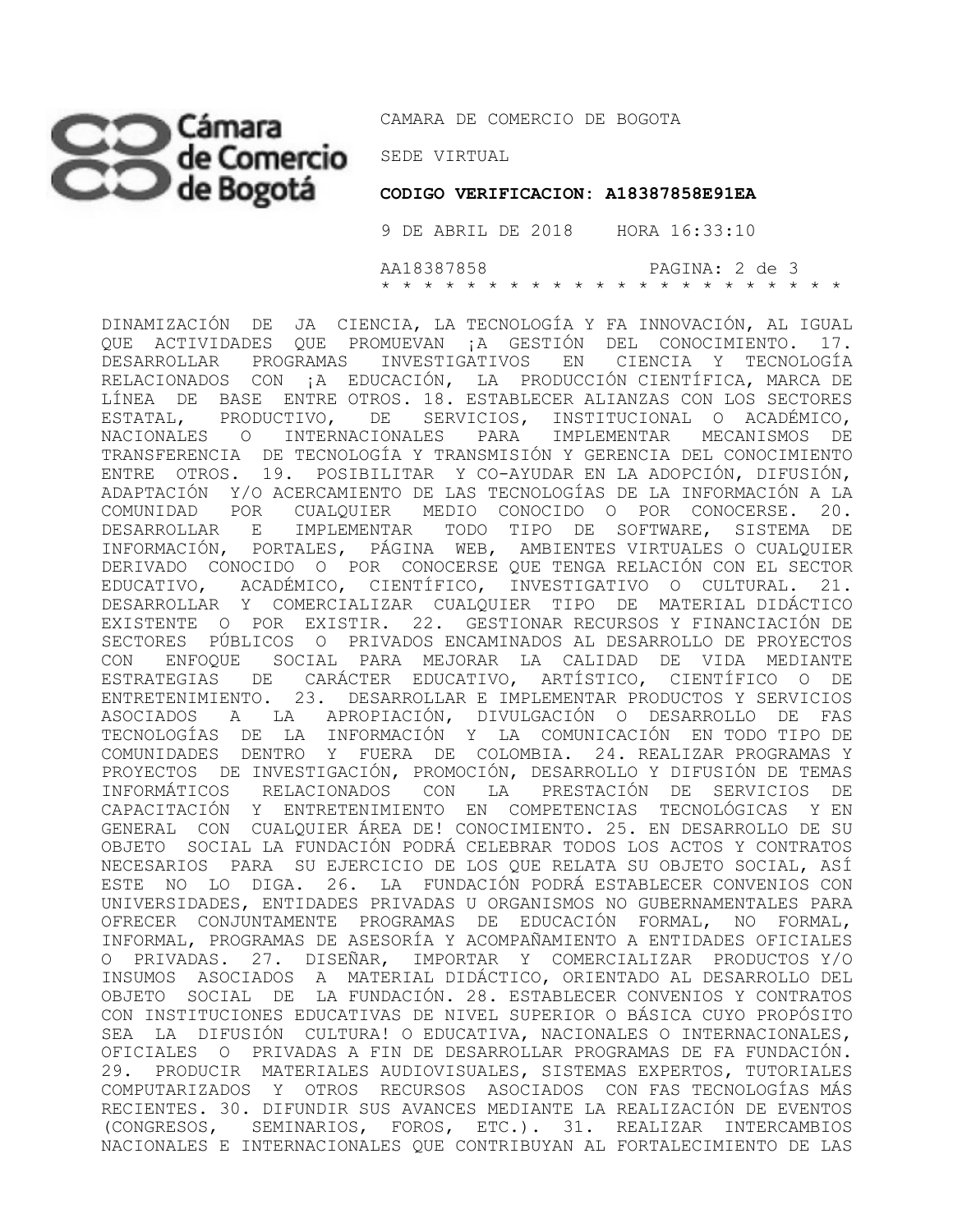DINAMIZACIÓN DE JA CIENCIA, LA TECNOLOGÍA Y FA INNOVACIÓN, AL IGUAL QUE ACTIVIDADES QUE PROMUEVAN ¡A GESTIÓN DEL CONOCIMIENTO. 17. DESARROLLAR PROGRAMAS INVESTIGATIVOS EN CIENCIA Y TECNOLOGÍA RELACIONADOS CON ¡A EDUCACIÓN, LA PRODUCCIÓN CIENTÍFICA, MARCA DE LÍNEA DE BASE ENTRE OTROS. 18. ESTABLECER ALIANZAS CON LOS SECTORES ESTATAL, PRODUCTIVO, DE SERVICIOS, INSTITUCIONAL O ACADÉMICO, NACIONALES O INTERNACIONALES PARA IMPLEMENTAR MECANISMOS DE TRANSFERENCIA DE TECNOLOGÍA Y TRANSMISIÓN Y GERENCIA DEL CONOCIMIENTO ENTRE OTROS. 19. POSIBILITAR Y CO-AYUDAR EN LA ADOPCIÓN, DIFUSIÓN, ADAPTACIÓN Y/O ACERCAMIENTO DE LAS TECNOLOGÍAS DE LA INFORMACIÓN A LA COMUNIDAD POR CUALQUIER MEDIO CONOCIDO O POR CONOCERSE. 20. DESARROLLAR E IMPLEMENTAR TODO TIPO DE SOFTWARE, SISTEMA DE INFORMACIÓN, PORTALES, PÁGINA WEB, AMBIENTES VIRTUALES O CUALQUIER DERIVADO CONOCIDO O POR CONOCERSE QUE TENGA RELACIÓN CON EL SECTOR EDUCATIVO, ACADÉMICO, CIENTÍFICO, INVESTIGATIVO O CULTURAL. 21. DESARROLLAR Y COMERCIALIZAR CUALQUIER TIPO DE MATERIAL DIDÁCTICO EXISTENTE O POR EXISTIR. 22. GESTIONAR RECURSOS Y FINANCIACIÓN DE SECTORES PÚBLICOS O PRIVADOS ENCAMINADOS AL DESARROLLO DE PROYECTOS CON ENFOQUE SOCIAL PARA MEJORAR LA CALIDAD DE VIDA MEDIANTE ESTRATEGIAS DE CARÁCTER EDUCATIVO, ARTÍSTICO, CIENTÍFICO O DE ENTRETENIMIENTO. 23. DESARROLLAR E IMPLEMENTAR PRODUCTOS Y SERVICIOS ASOCIADOS A LA APROPIACIÓN, DIVULGACIÓN O DESARROLLO DE FAS TECNOLOGÍAS DE LA INFORMACIÓN Y LA COMUNICACIÓN EN TODO TIPO DE COMUNIDADES DENTRO Y FUERA DE COLOMBIA. 24. REALIZAR PROGRAMAS Y PROYECTOS DE INVESTIGACIÓN, PROMOCIÓN, DESARROLLO Y DIFUSIÓN DE TEMAS INFORMÁTICOS RELACIONADOS CON LA PRESTACIÓN DE SERVICIOS DE CAPACITACIÓN Y ENTRETENIMIENTO EN COMPETENCIAS TECNOLÓGICAS Y EN GENERAL CON CUALQUIER ÁREA DE! CONOCIMIENTO. 25. EN DESARROLLO DE SU OBJETO SOCIAL LA FUNDACIÓN PODRÁ CELEBRAR TODOS LOS ACTOS Y CONTRATOS NECESARIOS PARA SU EJERCICIO DE LOS QUE RELATA SU OBJETO SOCIAL, ASÍ ESTE NO LO DIGA. 26. LA FUNDACIÓN PODRÁ ESTABLECER CONVENIOS CON UNIVERSIDADES, ENTIDADES PRIVADAS U ORGANISMOS NO GUBERNAMENTALES PARA OFRECER CONJUNTAMENTE PROGRAMAS DE EDUCACIÓN FORMAL, NO FORMAL, INFORMAL, PROGRAMAS DE ASESORÍA Y ACOMPAÑAMIENTO A ENTIDADES OFICIALES O PRIVADAS. 27. DISEÑAR, IMPORTAR Y COMERCIALIZAR PRODUCTOS Y/O INSUMOS ASOCIADOS A MATERIAL DIDÁCTICO, ORIENTADO AL DESARROLLO DEL OBJETO SOCIAL DE LA FUNDACIÓN. 28. ESTABLECER CONVENIOS Y CONTRATOS CON INSTITUCIONES EDUCATIVAS DE NIVEL SUPERIOR O BÁSICA CUYO PROPÓSITO SEA LA DIFUSIÓN CULTURA! O EDUCATIVA, NACIONALES O INTERNACIONALES, OFICIALES O PRIVADAS A FIN DE DESARROLLAR PROGRAMAS DE FA FUNDACIÓN. 29. PRODUCIR MATERIALES AUDIOVISUALES, SISTEMAS EXPERTOS, TUTORIALES COMPUTARIZADOS Y OTROS RECURSOS ASOCIADOS CON FAS TECNOLOGÍAS MÁS RECIENTES. 30. DIFUNDIR SUS AVANCES MEDIANTE LA REALIZACIÓN DE EVENTOS (CONGRESOS, SEMINARIOS, FOROS, ETC.). 31. REALIZAR INTERCAMBIOS NACIONALES E INTERNACIONALES QUE CONTRIBUYAN AL FORTALECIMIENTO DE LAS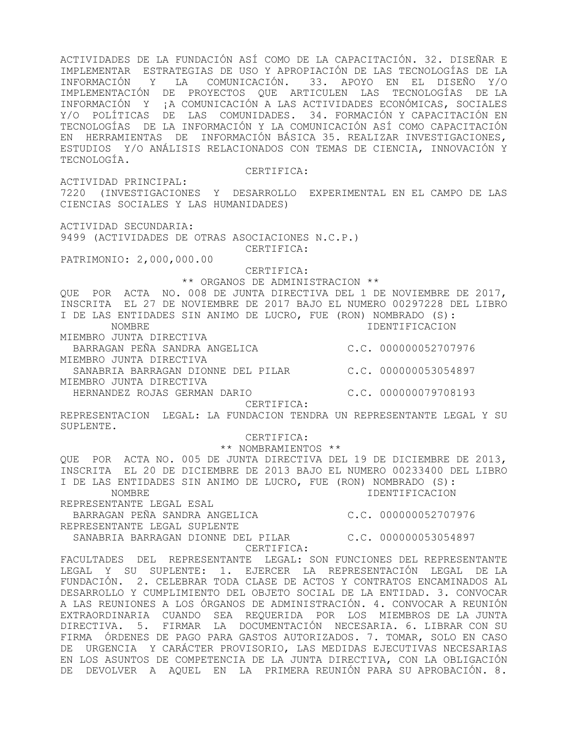ACTIVIDADES DE LA FUNDACIÓN ASÍ COMO DE LA CAPACITACIÓN. 32. DISEÑAR E IMPLEMENTAR ESTRATEGIAS DE USO Y APROPIACIÓN DE LAS TECNOLOGÍAS DE LA INFORMACIÓN Y LA COMUNICACIÓN. 33. APOYO EN EL DISEÑO Y/O IMPLEMENTACIÓN DE PROYECTOS QUE ARTICULEN LAS TECNOLOGÍAS DE LA INFORMACIÓN Y ¡A COMUNICACIÓN A LAS ACTIVIDADES ECONÓMICAS, SOCIALES Y/O POLÍTICAS DE LAS COMUNIDADES. 34. FORMACIÓN Y CAPACITACIÓN EN TECNOLOGÍAS DE LA INFORMACIÓN Y LA COMUNICACIÓN ASÍ COMO CAPACITACIÓN EN HERRAMIENTAS DE INFORMACIÓN BÁSICA 35. REALIZAR INVESTIGACIONES, ESTUDIOS Y/O ANÁLISIS RELACIONADOS CON TEMAS DE CIENCIA, INNOVACIÓN Y TECNOLOGÍA.

CERTIFICA:

ACTIVIDAD PRINCIPAL:
7220 (INVESTIGACIONES Y DESARROLLO EXPERIMENTAL EN EL CAMPO DE LAS CIENCIAS SOCIALES Y LAS HUMANIDADES)

ACTIVIDAD SECUNDARIA:
9499 (ACTIVIDADES DE OTRAS ASOCIACIONES N.C.P.)

CERTIFICA:

PATRIMONIO: 2,000,000.00

CERTIFICA:

** ORGANOS DE ADMINISTRACION **

QUE POR ACTA NO. 008 DE JUNTA DIRECTIVA DEL 1 DE NOVIEMBRE DE 2017, INSCRITA EL 27 DE NOVIEMBRE DE 2017 BAJO EL NUMERO 00297228 DEL LIBRO I DE LAS ENTIDADES SIN ANIMO DE LUCRO, FUE (RON) NOMBRADO (S):

| NOMBRE | IDENTIFICACION |
|---|---|
| MIEMBRO JUNTA DIRECTIVA | |
| BARRAGAN PEÑA SANDRA ANGELICA | C.C. 000000052707976 |
| MIEMBRO JUNTA DIRECTIVA | |
| SANABRIA BARRAGAN DIONNE DEL PILAR | C.C. 000000053054897 |
| MIEMBRO JUNTA DIRECTIVA | |
| HERNANDEZ ROJAS GERMAN DARIO | C.C. 000000079708193 |

CERTIFICA:

REPRESENTACION LEGAL: LA FUNDACION TENDRA UN REPRESENTANTE LEGAL Y SU SUPLENTE.

CERTIFICA:

** NOMBRAMIENTOS **

QUE POR ACTA NO. 005 DE JUNTA DIRECTIVA DEL 19 DE DICIEMBRE DE 2013, INSCRITA EL 20 DE DICIEMBRE DE 2013 BAJO EL NUMERO 00233400 DEL LIBRO I DE LAS ENTIDADES SIN ANIMO DE LUCRO, FUE (RON) NOMBRADO (S):

| NOMBRE | IDENTIFICACION |
|---|---|
| REPRESENTANTE LEGAL ESAL | |
| BARRAGAN PEÑA SANDRA ANGELICA | C.C. 000000052707976 |
| REPRESENTANTE LEGAL SUPLENTE | |
| SANABRIA BARRAGAN DIONNE DEL PILAR | C.C. 000000053054897 |

CERTIFICA:

FACULTADES DEL REPRESENTANTE LEGAL: SON FUNCIONES DEL REPRESENTANTE LEGAL Y SU SUPLENTE: 1. EJERCER LA REPRESENTACIÓN LEGAL DE LA FUNDACIÓN. 2. CELEBRAR TODA CLASE DE ACTOS Y CONTRATOS ENCAMINADOS AL DESARROLLO Y CUMPLIMIENTO DEL OBJETO SOCIAL DE LA ENTIDAD. 3. CONVOCAR A LAS REUNIONES A LOS ÓRGANOS DE ADMINISTRACIÓN. 4. CONVOCAR A REUNIÓN EXTRAORDINARIA CUANDO SEA REQUERIDA POR LOS MIEMBROS DE LA JUNTA DIRECTIVA. 5. FIRMAR LA DOCUMENTACIÓN NECESARIA. 6. LIBRAR CON SU FIRMA ÓRDENES DE PAGO PARA GASTOS AUTORIZADOS. 7. TOMAR, SOLO EN CASO DE URGENCIA Y CARÁCTER PROVISORIO, LAS MEDIDAS EJECUTIVAS NECESARIAS EN LOS ASUNTOS DE COMPETENCIA DE LA JUNTA DIRECTIVA, CON LA OBLIGACIÓN DE DEVOLVER A AQUEL EN LA PRIMERA REUNIÓN PARA SU APROBACIÓN. 8.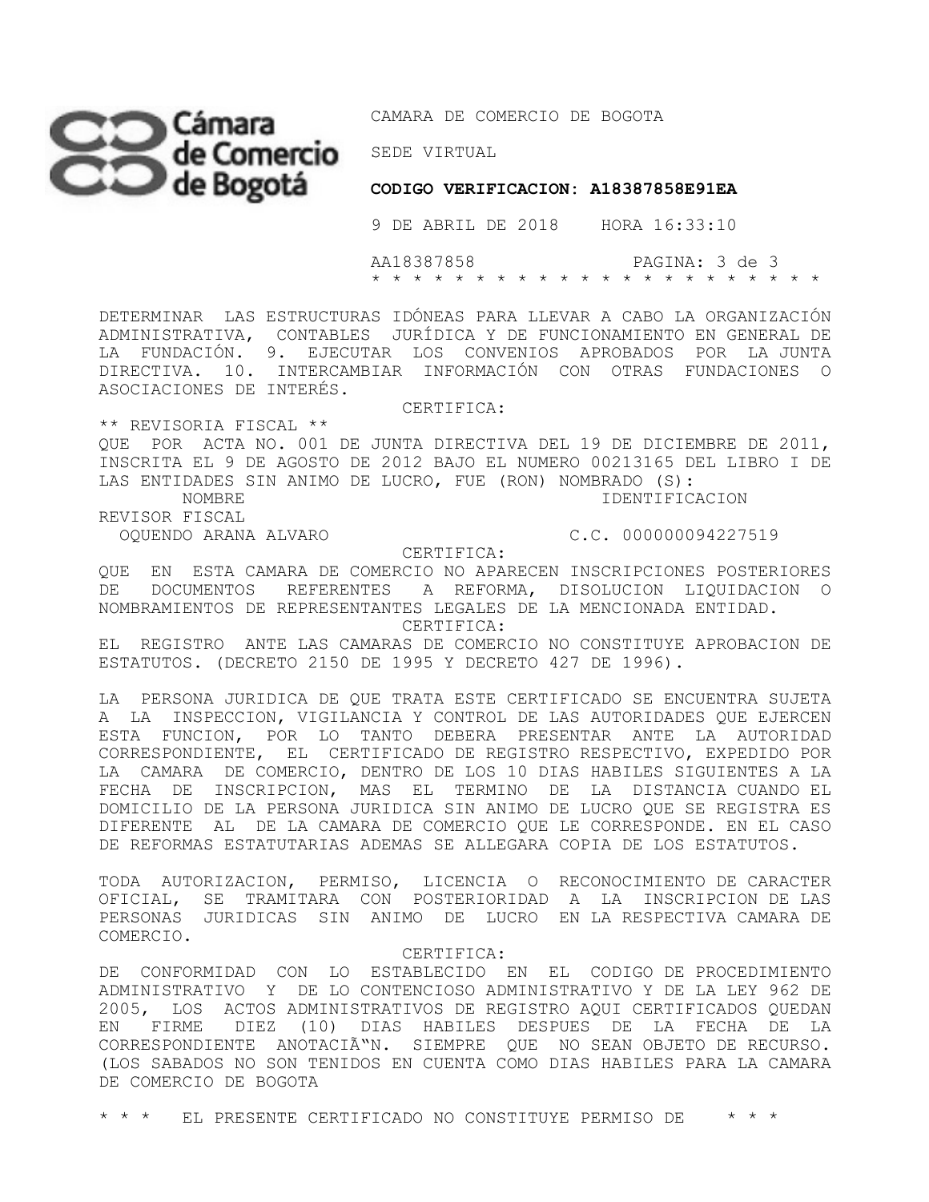DETERMINAR LAS ESTRUCTURAS IDÓNEAS PARA LLEVAR A CABO LA ORGANIZACIÓN ADMINISTRATIVA, CONTABLES JURÍDICA Y DE FUNCIONAMIENTO EN GENERAL DE LA FUNDACIÓN. 9. EJECUTAR LOS CONVENIOS APROBADOS POR LA JUNTA DIRECTIVA. 10. INTERCAMBIAR INFORMACIÓN CON OTRAS FUNDACIONES O ASOCIACIONES DE INTERÉS.

CERTIFICA:

** REVISORIA FISCAL **

QUE POR ACTA NO. 001 DE JUNTA DIRECTIVA DEL 19 DE DICIEMBRE DE 2011, INSCRITA EL 9 DE AGOSTO DE 2012 BAJO EL NUMERO 00213165 DEL LIBRO I DE LAS ENTIDADES SIN ANIMO DE LUCRO, FUE (RON) NOMBRADO (S):

| NOMBRE | IDENTIFICACION |
|---|---|
| REVISOR FISCAL | |
| OQUENDO ARANA ALVARO | C.C. 000000094227519 |

CERTIFICA:

QUE EN ESTA CAMARA DE COMERCIO NO APARECEN INSCRIPCIONES POSTERIORES DE DOCUMENTOS REFERENTES A REFORMA, DISOLUCION LIQUIDACION O NOMBRAMIENTOS DE REPRESENTANTES LEGALES DE LA MENCIONADA ENTIDAD.

CERTIFICA:

EL REGISTRO ANTE LAS CAMARAS DE COMERCIO NO CONSTITUYE APROBACION DE ESTATUTOS. (DECRETO 2150 DE 1995 Y DECRETO 427 DE 1996).

LA PERSONA JURIDICA DE QUE TRATA ESTE CERTIFICADO SE ENCUENTRA SUJETA A LA INSPECCION, VIGILANCIA Y CONTROL DE LAS AUTORIDADES QUE EJERCEN ESTA FUNCION, POR LO TANTO DEBERA PRESENTAR ANTE LA AUTORIDAD CORRESPONDIENTE, EL CERTIFICADO DE REGISTRO RESPECTIVO, EXPEDIDO POR LA CAMARA DE COMERCIO, DENTRO DE LOS 10 DIAS HABILES SIGUIENTES A LA FECHA DE INSCRIPCION, MAS EL TERMINO DE LA DISTANCIA CUANDO EL DOMICILIO DE LA PERSONA JURIDICA SIN ANIMO DE LUCRO QUE SE REGISTRA ES DIFERENTE AL DE LA CAMARA DE COMERCIO QUE LE CORRESPONDE. EN EL CASO DE REFORMAS ESTATUTARIAS ADEMAS SE ALLEGARA COPIA DE LOS ESTATUTOS.

TODA AUTORIZACION, PERMISO, LICENCIA O RECONOCIMIENTO DE CARACTER OFICIAL, SE TRAMITARA CON POSTERIORIDAD A LA INSCRIPCION DE LAS PERSONAS JURIDICAS SIN ANIMO DE LUCRO EN LA RESPECTIVA CAMARA DE COMERCIO.

CERTIFICA:

DE CONFORMIDAD CON LO ESTABLECIDO EN EL CODIGO DE PROCEDIMIENTO ADMINISTRATIVO Y DE LO CONTENCIOSO ADMINISTRATIVO Y DE LA LEY 962 DE 2005, LOS ACTOS ADMINISTRATIVOS DE REGISTRO AQUI CERTIFICADOS QUEDAN EN FIRME DIEZ (10) DIAS HABILES DESPUES DE LA FECHA DE LA CORRESPONDIENTE ANOTACIÃ“N. SIEMPRE QUE NO SEAN OBJETO DE RECURSO. (LOS SABADOS NO SON TENIDOS EN CUENTA COMO DIAS HABILES PARA LA CAMARA DE COMERCIO DE BOGOTA

* * * EL PRESENTE CERTIFICADO NO CONSTITUYE PERMISO DE * * *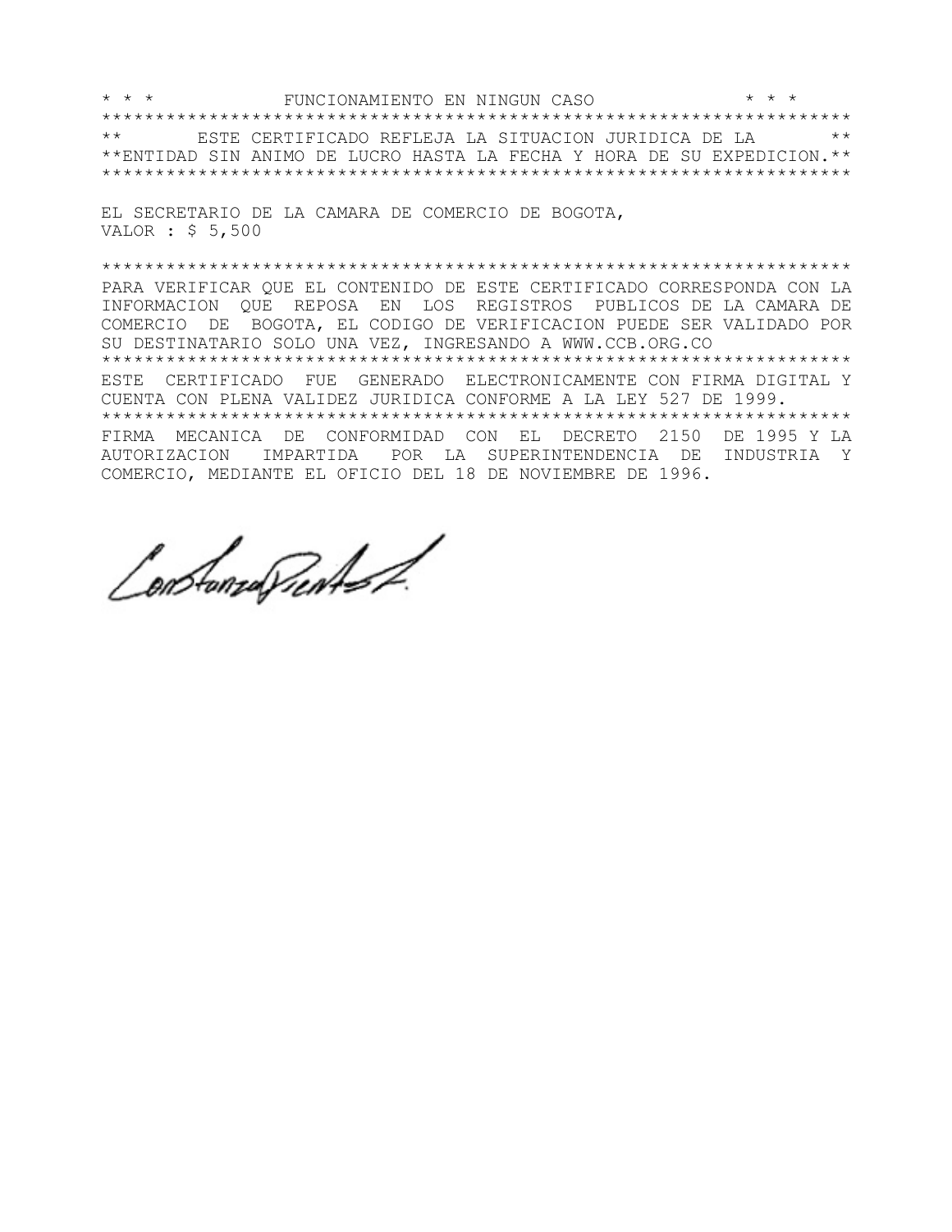\* \* \* FUNCIONAMIENTO EN NINGUN CASO \* \* \*

\*\*\*\*\*\*\*\*\*\*\*\*\*\*\*\*\*\*\*\*\*\*\*\*\*\*\*\*\*\*\*\*\*\*\*\*\*\*\*\*\*\*\*\*\*\*\*\*\*\*\*\*\*\*\*\*\*\*\*\*\*\*\*\*\*\*\*\*

\*\* ESTE CERTIFICADO REFLEJA LA SITUACION JURIDICA DE LA \*\*

\*\*ENTIDAD SIN ANIMO DE LUCRO HASTA LA FECHA Y HORA DE SU EXPEDICION.\*\*

\*\*\*\*\*\*\*\*\*\*\*\*\*\*\*\*\*\*\*\*\*\*\*\*\*\*\*\*\*\*\*\*\*\*\*\*\*\*\*\*\*\*\*\*\*\*\*\*\*\*\*\*\*\*\*\*\*\*\*\*\*\*\*\*\*\*\*\*

EL SECRETARIO DE LA CAMARA DE COMERCIO DE BOGOTA,
VALOR : $ 5,500

\*\*\*\*\*\*\*\*\*\*\*\*\*\*\*\*\*\*\*\*\*\*\*\*\*\*\*\*\*\*\*\*\*\*\*\*\*\*\*\*\*\*\*\*\*\*\*\*\*\*\*\*\*\*\*\*\*\*\*\*\*\*\*\*\*\*\*\*

PARA VERIFICAR QUE EL CONTENIDO DE ESTE CERTIFICADO CORRESPONDA CON LA INFORMACION QUE REPOSA EN LOS REGISTROS PUBLICOS DE LA CAMARA DE COMERCIO DE BOGOTA, EL CODIGO DE VERIFICACION PUEDE SER VALIDADO POR SU DESTINATARIO SOLO UNA VEZ, INGRESANDO A WWW.CCB.ORG.CO

\*\*\*\*\*\*\*\*\*\*\*\*\*\*\*\*\*\*\*\*\*\*\*\*\*\*\*\*\*\*\*\*\*\*\*\*\*\*\*\*\*\*\*\*\*\*\*\*\*\*\*\*\*\*\*\*\*\*\*\*\*\*\*\*\*\*\*\*

ESTE CERTIFICADO FUE GENERADO ELECTRONICAMENTE CON FIRMA DIGITAL Y CUENTA CON PLENA VALIDEZ JURIDICA CONFORME A LA LEY 527 DE 1999.

\*\*\*\*\*\*\*\*\*\*\*\*\*\*\*\*\*\*\*\*\*\*\*\*\*\*\*\*\*\*\*\*\*\*\*\*\*\*\*\*\*\*\*\*\*\*\*\*\*\*\*\*\*\*\*\*\*\*\*\*\*\*\*\*\*\*\*\*

FIRMA MECANICA DE CONFORMIDAD CON EL DECRETO 2150 DE 1995 Y LA AUTORIZACION IMPARTIDA POR LA SUPERINTENDENCIA DE INDUSTRIA Y COMERCIO, MEDIANTE EL OFICIO DEL 18 DE NOVIEMBRE DE 1996.